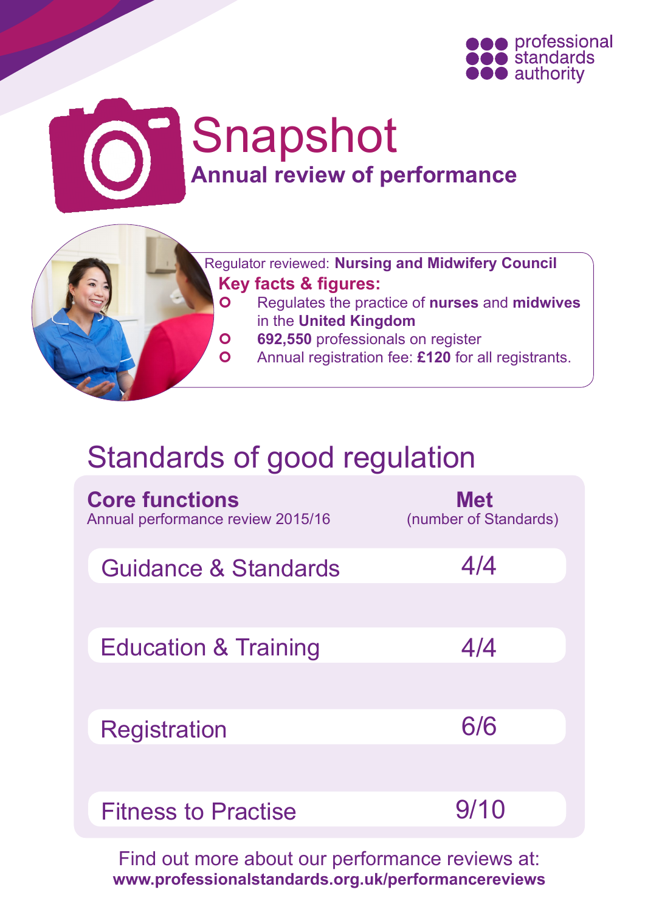professional standards authority

# Snapshot

## Annual review of performance

Regulator reviewed: **Nursing and Midwifery Council**

**Key facts & figures:**

- Regulates the practice of **nurses** and **midwives** in the **United Kingdom**
- **692,550** professionals on register
- Annual registration fee: **£120** for all registrants.

## Standards of good regulation

| **Core functions** Annual performance review 2015/16 | **Met** (number of Standards) |
| --- | --- |
| Guidance & Standards | 4/4 |
| Education & Training | 4/4 |
| Registration | 6/6 |
| Fitness to Practise | 9/10 |

Find out more about our performance reviews at:
**www.professionalstandards.org.uk/performancereviews**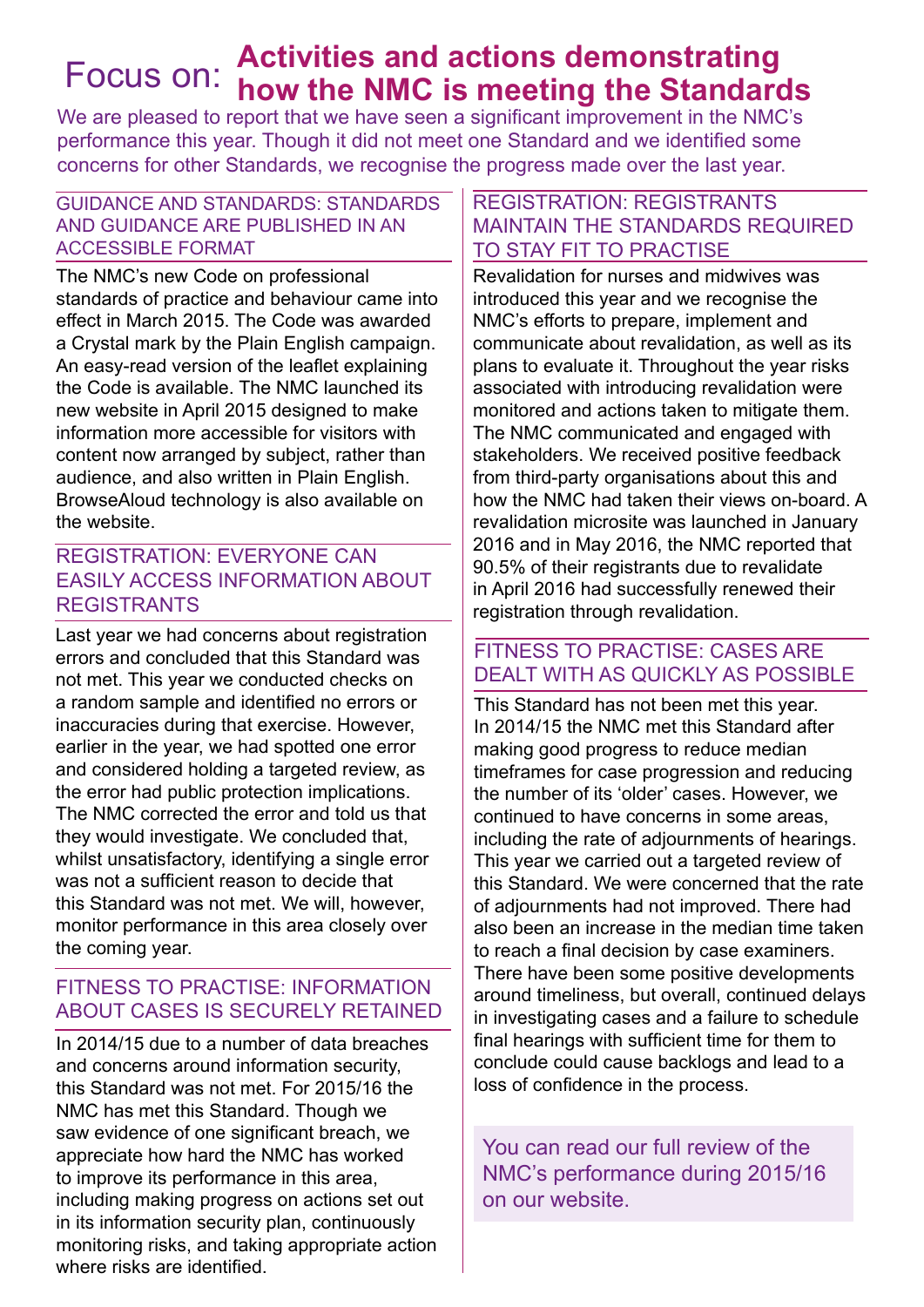# Focus on: Activities and actions demonstrating how the NMC is meeting the Standards

We are pleased to report that we have seen a significant improvement in the NMC's performance this year. Though it did not meet one Standard and we identified some concerns for other Standards, we recognise the progress made over the last year.

## GUIDANCE AND STANDARDS: STANDARDS AND GUIDANCE ARE PUBLISHED IN AN ACCESSIBLE FORMAT

The NMC's new Code on professional standards of practice and behaviour came into effect in March 2015. The Code was awarded a Crystal mark by the Plain English campaign. An easy-read version of the leaflet explaining the Code is available. The NMC launched its new website in April 2015 designed to make information more accessible for visitors with content now arranged by subject, rather than audience, and also written in Plain English. BrowseAloud technology is also available on the website.

## REGISTRATION: EVERYONE CAN EASILY ACCESS INFORMATION ABOUT REGISTRANTS

Last year we had concerns about registration errors and concluded that this Standard was not met. This year we conducted checks on a random sample and identified no errors or inaccuracies during that exercise. However, earlier in the year, we had spotted one error and considered holding a targeted review, as the error had public protection implications. The NMC corrected the error and told us that they would investigate. We concluded that, whilst unsatisfactory, identifying a single error was not a sufficient reason to decide that this Standard was not met. We will, however, monitor performance in this area closely over the coming year.

## FITNESS TO PRACTISE: INFORMATION ABOUT CASES IS SECURELY RETAINED

In 2014/15 due to a number of data breaches and concerns around information security, this Standard was not met. For 2015/16 the NMC has met this Standard. Though we saw evidence of one significant breach, we appreciate how hard the NMC has worked to improve its performance in this area, including making progress on actions set out in its information security plan, continuously monitoring risks, and taking appropriate action where risks are identified.

## REGISTRATION: REGISTRANTS MAINTAIN THE STANDARDS REQUIRED TO STAY FIT TO PRACTISE

Revalidation for nurses and midwives was introduced this year and we recognise the NMC's efforts to prepare, implement and communicate about revalidation, as well as its plans to evaluate it. Throughout the year risks associated with introducing revalidation were monitored and actions taken to mitigate them. The NMC communicated and engaged with stakeholders. We received positive feedback from third-party organisations about this and how the NMC had taken their views on-board. A revalidation microsite was launched in January 2016 and in May 2016, the NMC reported that 90.5% of their registrants due to revalidate in April 2016 had successfully renewed their registration through revalidation.

## FITNESS TO PRACTISE: CASES ARE DEALT WITH AS QUICKLY AS POSSIBLE

This Standard has not been met this year. In 2014/15 the NMC met this Standard after making good progress to reduce median timeframes for case progression and reducing the number of its 'older' cases. However, we continued to have concerns in some areas, including the rate of adjournments of hearings. This year we carried out a targeted review of this Standard. We were concerned that the rate of adjournments had not improved. There had also been an increase in the median time taken to reach a final decision by case examiners. There have been some positive developments around timeliness, but overall, continued delays in investigating cases and a failure to schedule final hearings with sufficient time for them to conclude could cause backlogs and lead to a loss of confidence in the process.

You can read our full review of the NMC's performance during 2015/16 on our website.